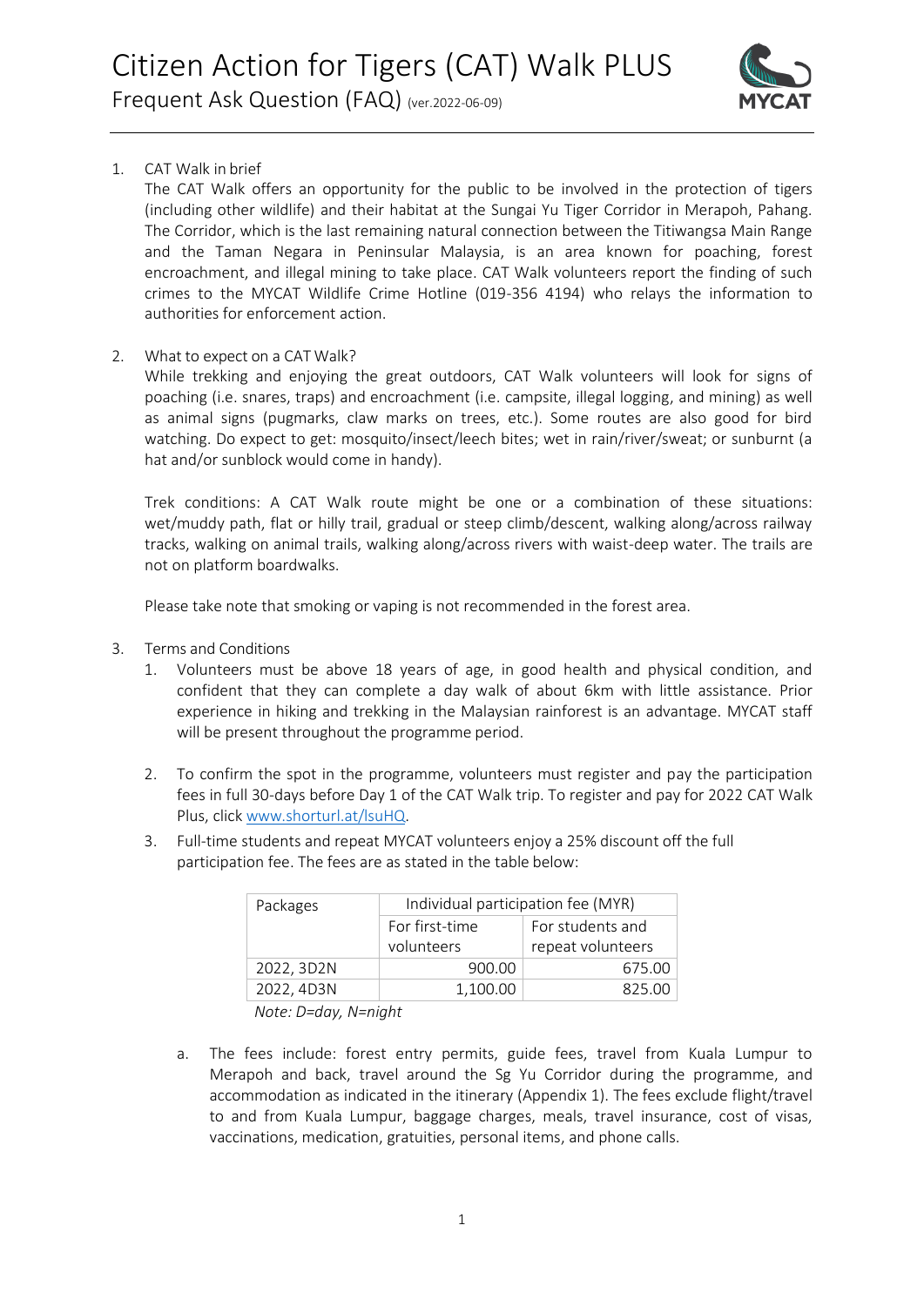# Citizen Action for Tigers (CAT) Walk PLUS

## Frequent Ask Question (FAQ) (ver.2022-06-09)

1. CAT Walk in brief

   The CAT Walk offers an opportunity for the public to be involved in the protection of tigers (including other wildlife) and their habitat at the Sungai Yu Tiger Corridor in Merapoh, Pahang. The Corridor, which is the last remaining natural connection between the Titiwangsa Main Range and the Taman Negara in Peninsular Malaysia, is an area known for poaching, forest encroachment, and illegal mining to take place. CAT Walk volunteers report the finding of such crimes to the MYCAT Wildlife Crime Hotline (019-356 4194) who relays the information to authorities for enforcement action.

2. What to expect on a CAT Walk?

   While trekking and enjoying the great outdoors, CAT Walk volunteers will look for signs of poaching (i.e. snares, traps) and encroachment (i.e. campsite, illegal logging, and mining) as well as animal signs (pugmarks, claw marks on trees, etc.). Some routes are also good for bird watching. Do expect to get: mosquito/insect/leech bites; wet in rain/river/sweat; or sunburnt (a hat and/or sunblock would come in handy).

   Trek conditions: A CAT Walk route might be one or a combination of these situations: wet/muddy path, flat or hilly trail, gradual or steep climb/descent, walking along/across railway tracks, walking on animal trails, walking along/across rivers with waist-deep water. The trails are not on platform boardwalks.

   Please take note that smoking or vaping is not recommended in the forest area.

3. Terms and Conditions
   1. Volunteers must be above 18 years of age, in good health and physical condition, and confident that they can complete a day walk of about 6km with little assistance. Prior experience in hiking and trekking in the Malaysian rainforest is an advantage. MYCAT staff will be present throughout the programme period.
   2. To confirm the spot in the programme, volunteers must register and pay the participation fees in full 30-days before Day 1 of the CAT Walk trip. To register and pay for 2022 CAT Walk Plus, click www.shorturl.at/lsuHQ.
   3. Full-time students and repeat MYCAT volunteers enjoy a 25% discount off the full participation fee. The fees are as stated in the table below:

| Packages | Individual participation fee (MYR) | |
|---|---|---|
| | For first-time volunteers | For students and repeat volunteers |
| 2022, 3D2N | 900.00 | 675.00 |
| 2022, 4D3N | 1,100.00 | 825.00 |

*Note: D=day, N=night*

   a. The fees include: forest entry permits, guide fees, travel from Kuala Lumpur to Merapoh and back, travel around the Sg Yu Corridor during the programme, and accommodation as indicated in the itinerary (Appendix 1). The fees exclude flight/travel to and from Kuala Lumpur, baggage charges, meals, travel insurance, cost of visas, vaccinations, medication, gratuities, personal items, and phone calls.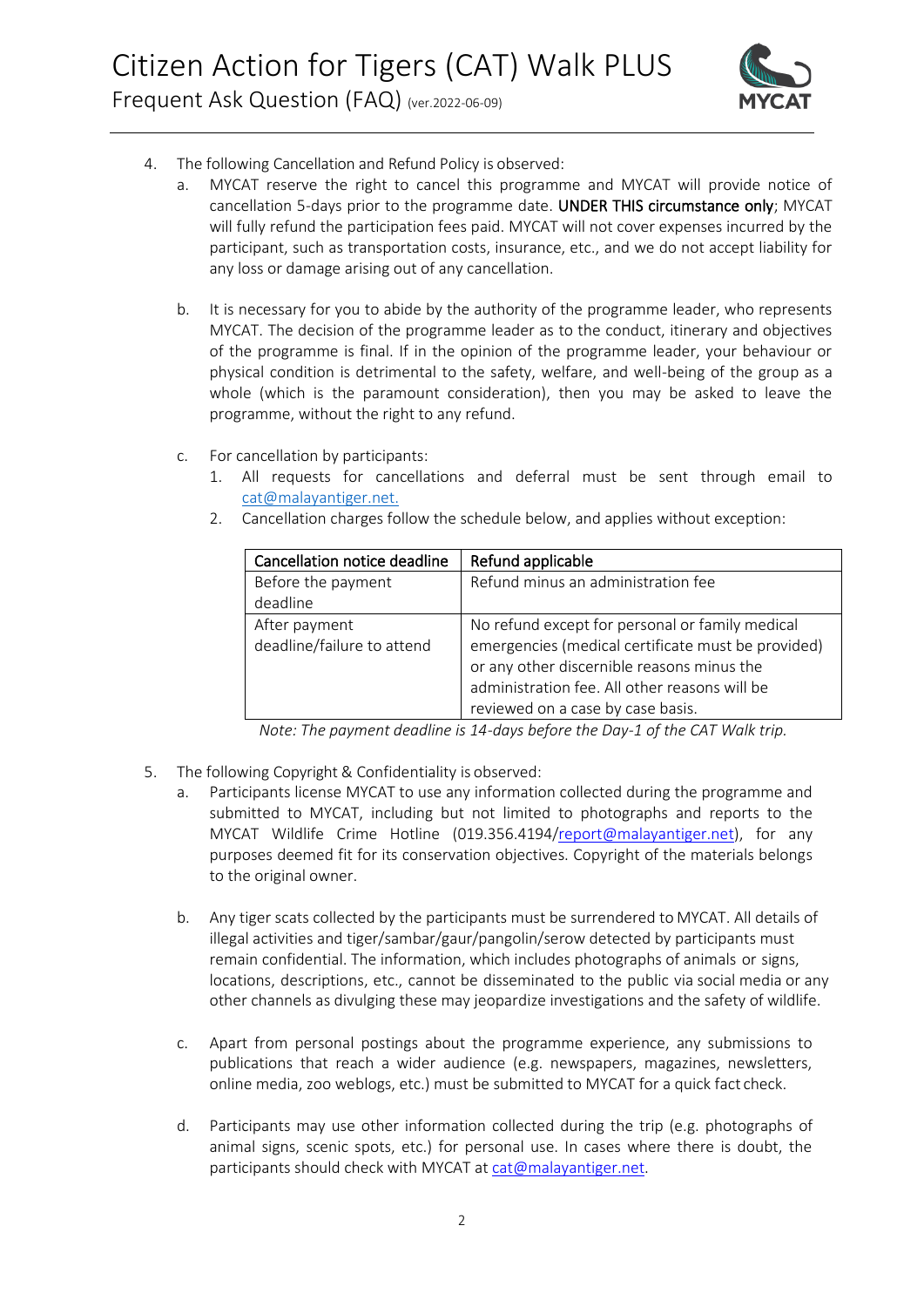4. The following Cancellation and Refund Policy is observed:
   a. MYCAT reserve the right to cancel this programme and MYCAT will provide notice of cancellation 5-days prior to the programme date. UNDER THIS circumstance only; MYCAT will fully refund the participation fees paid. MYCAT will not cover expenses incurred by the participant, such as transportation costs, insurance, etc., and we do not accept liability for any loss or damage arising out of any cancellation.

   b. It is necessary for you to abide by the authority of the programme leader, who represents MYCAT. The decision of the programme leader as to the conduct, itinerary and objectives of the programme is final. If in the opinion of the programme leader, your behaviour or physical condition is detrimental to the safety, welfare, and well-being of the group as a whole (which is the paramount consideration), then you may be asked to leave the programme, without the right to any refund.

   c. For cancellation by participants:
      1. All requests for cancellations and deferral must be sent through email to cat@malayantiger.net.
      2. Cancellation charges follow the schedule below, and applies without exception:

| Cancellation notice deadline | Refund applicable |
|---|---|
| Before the payment deadline | Refund minus an administration fee |
| After payment deadline/failure to attend | No refund except for personal or family medical emergencies (medical certificate must be provided) or any other discernible reasons minus the administration fee. All other reasons will be reviewed on a case by case basis. |

*Note: The payment deadline is 14-days before the Day-1 of the CAT Walk trip.*

5. The following Copyright & Confidentiality is observed:
   a. Participants license MYCAT to use any information collected during the programme and submitted to MYCAT, including but not limited to photographs and reports to the MYCAT Wildlife Crime Hotline (019.356.4194/report@malayantiger.net), for any purposes deemed fit for its conservation objectives. Copyright of the materials belongs to the original owner.

   b. Any tiger scats collected by the participants must be surrendered to MYCAT. All details of illegal activities and tiger/sambar/gaur/pangolin/serow detected by participants must remain confidential. The information, which includes photographs of animals or signs, locations, descriptions, etc., cannot be disseminated to the public via social media or any other channels as divulging these may jeopardize investigations and the safety of wildlife.

   c. Apart from personal postings about the programme experience, any submissions to publications that reach a wider audience (e.g. newspapers, magazines, newsletters, online media, zoo weblogs, etc.) must be submitted to MYCAT for a quick fact check.

   d. Participants may use other information collected during the trip (e.g. photographs of animal signs, scenic spots, etc.) for personal use. In cases where there is doubt, the participants should check with MYCAT at cat@malayantiger.net.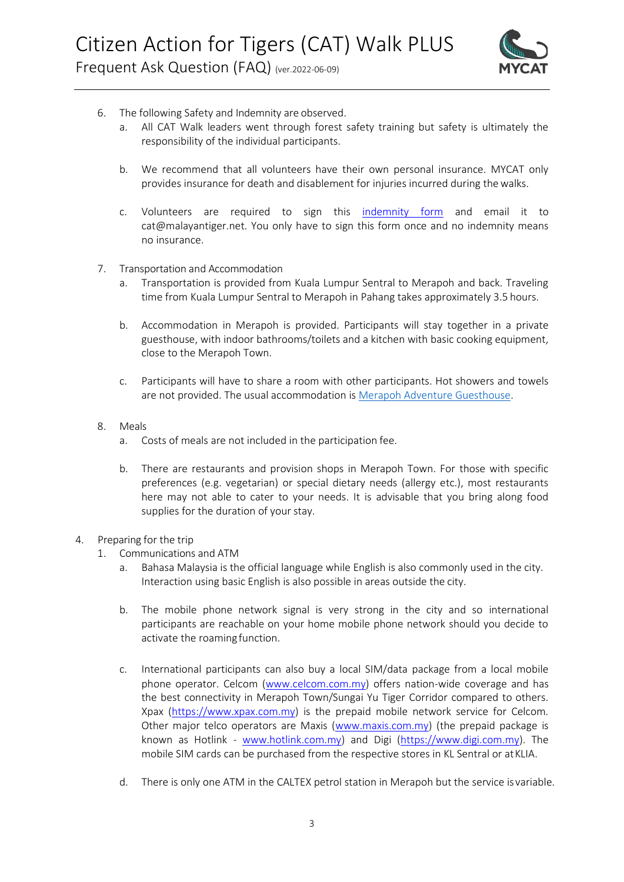6. The following Safety and Indemnity are observed.
   a. All CAT Walk leaders went through forest safety training but safety is ultimately the responsibility of the individual participants.

   b. We recommend that all volunteers have their own personal insurance. MYCAT only provides insurance for death and disablement for injuries incurred during the walks.

   c. Volunteers are required to sign this [indemnity form] and email it to cat@malayantiger.net. You only have to sign this form once and no indemnity means no insurance.

7. Transportation and Accommodation
   a. Transportation is provided from Kuala Lumpur Sentral to Merapoh and back. Traveling time from Kuala Lumpur Sentral to Merapoh in Pahang takes approximately 3.5 hours.

   b. Accommodation in Merapoh is provided. Participants will stay together in a private guesthouse, with indoor bathrooms/toilets and a kitchen with basic cooking equipment, close to the Merapoh Town.

   c. Participants will have to share a room with other participants. Hot showers and towels are not provided. The usual accommodation is [Merapoh Adventure Guesthouse].

8. Meals
   a. Costs of meals are not included in the participation fee.

   b. There are restaurants and provision shops in Merapoh Town. For those with specific preferences (e.g. vegetarian) or special dietary needs (allergy etc.), most restaurants here may not able to cater to your needs. It is advisable that you bring along food supplies for the duration of your stay.

4. Preparing for the trip
   1. Communications and ATM
      a. Bahasa Malaysia is the official language while English is also commonly used in the city. Interaction using basic English is also possible in areas outside the city.

      b. The mobile phone network signal is very strong in the city and so international participants are reachable on your home mobile phone network should you decide to activate the roaming function.

      c. International participants can also buy a local SIM/data package from a local mobile phone operator. Celcom (www.celcom.com.my) offers nation-wide coverage and has the best connectivity in Merapoh Town/Sungai Yu Tiger Corridor compared to others. Xpax (https://www.xpax.com.my) is the prepaid mobile network service for Celcom. Other major telco operators are Maxis (www.maxis.com.my) (the prepaid package is known as Hotlink - www.hotlink.com.my) and Digi (https://www.digi.com.my). The mobile SIM cards can be purchased from the respective stores in KL Sentral or at KLIA.

      d. There is only one ATM in the CALTEX petrol station in Merapoh but the service is variable.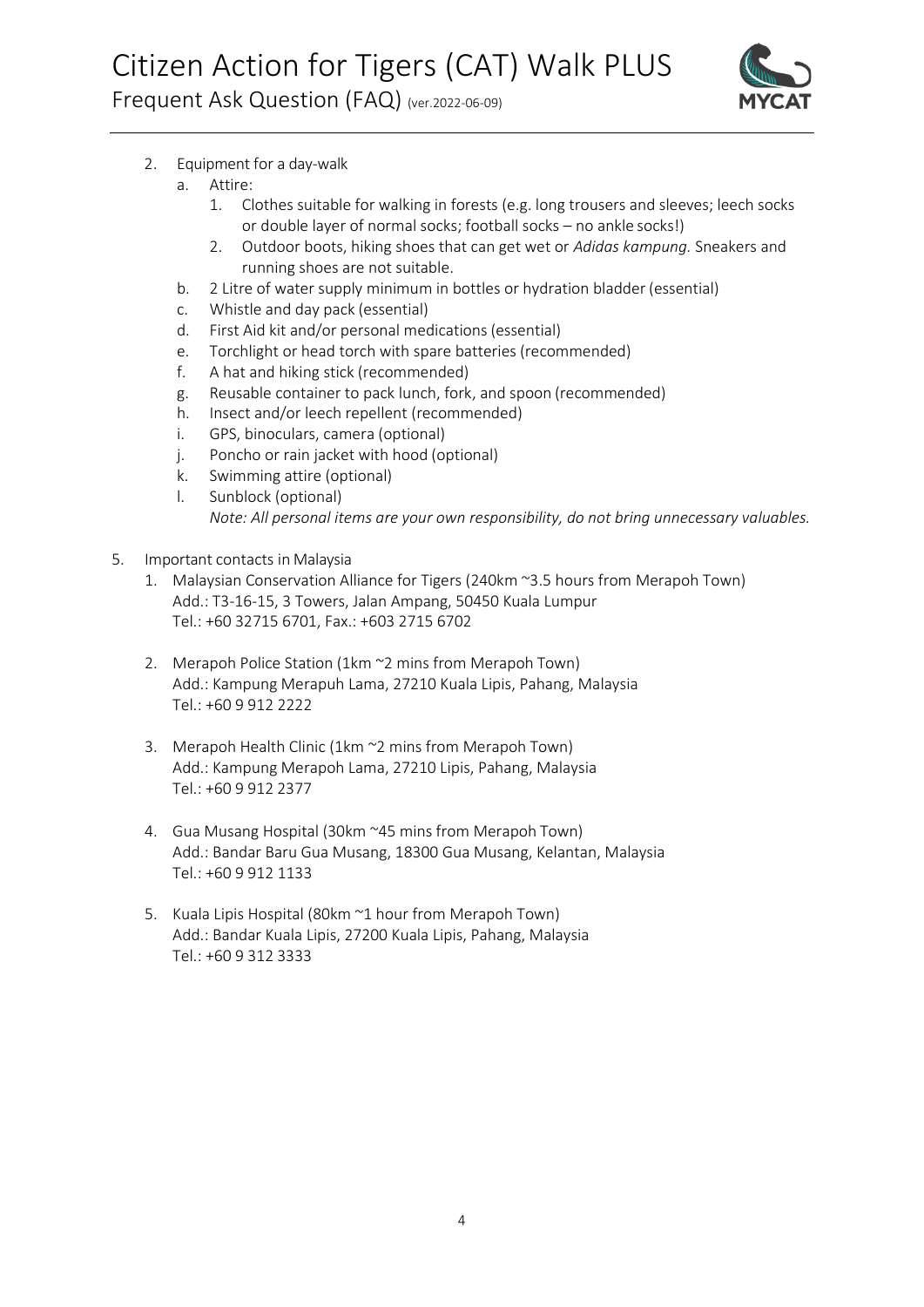2. Equipment for a day-walk
   a. Attire:
      1. Clothes suitable for walking in forests (e.g. long trousers and sleeves; leech socks or double layer of normal socks; football socks – no ankle socks!)
      2. Outdoor boots, hiking shoes that can get wet or *Adidas kampung.* Sneakers and running shoes are not suitable.
   b. 2 Litre of water supply minimum in bottles or hydration bladder (essential)
   c. Whistle and day pack (essential)
   d. First Aid kit and/or personal medications (essential)
   e. Torchlight or head torch with spare batteries (recommended)
   f. A hat and hiking stick (recommended)
   g. Reusable container to pack lunch, fork, and spoon (recommended)
   h. Insect and/or leech repellent (recommended)
   i. GPS, binoculars, camera (optional)
   j. Poncho or rain jacket with hood (optional)
   k. Swimming attire (optional)
   l. Sunblock (optional)

      *Note: All personal items are your own responsibility, do not bring unnecessary valuables.*

5. Important contacts in Malaysia
   1. Malaysian Conservation Alliance for Tigers (240km ~3.5 hours from Merapoh Town)
      Add.: T3-16-15, 3 Towers, Jalan Ampang, 50450 Kuala Lumpur
      Tel.: +60 32715 6701, Fax.: +603 2715 6702

   2. Merapoh Police Station (1km ~2 mins from Merapoh Town)
      Add.: Kampung Merapuh Lama, 27210 Kuala Lipis, Pahang, Malaysia
      Tel.: +60 9 912 2222

   3. Merapoh Health Clinic (1km ~2 mins from Merapoh Town)
      Add.: Kampung Merapoh Lama, 27210 Lipis, Pahang, Malaysia
      Tel.: +60 9 912 2377

   4. Gua Musang Hospital (30km ~45 mins from Merapoh Town)
      Add.: Bandar Baru Gua Musang, 18300 Gua Musang, Kelantan, Malaysia
      Tel.: +60 9 912 1133

   5. Kuala Lipis Hospital (80km ~1 hour from Merapoh Town)
      Add.: Bandar Kuala Lipis, 27200 Kuala Lipis, Pahang, Malaysia
      Tel.: +60 9 312 3333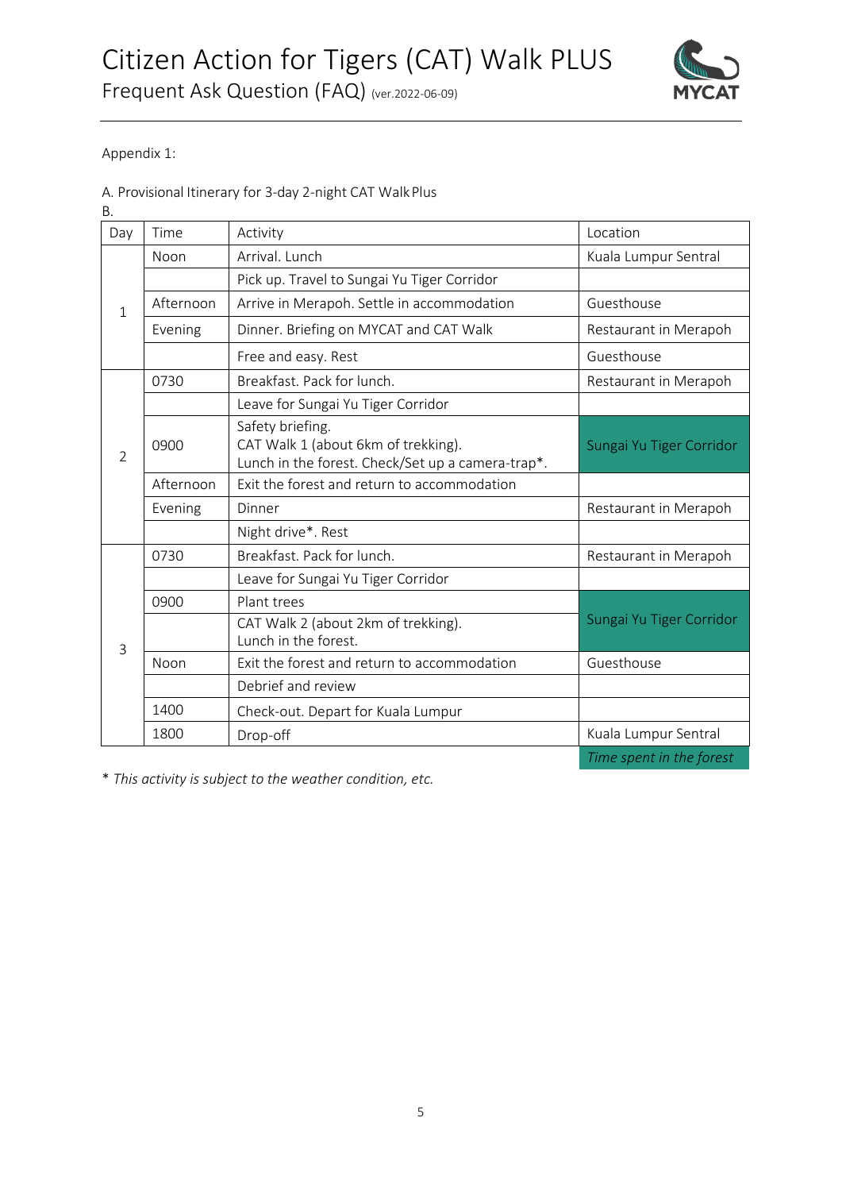Appendix 1:

A. Provisional Itinerary for 3-day 2-night CAT Walk Plus

B.

| Day | Time | Activity | Location |
|---|---|---|---|
| 1 | Noon | Arrival. Lunch | Kuala Lumpur Sentral |
| | | Pick up. Travel to Sungai Yu Tiger Corridor | |
| | Afternoon | Arrive in Merapoh. Settle in accommodation | Guesthouse |
| | Evening | Dinner. Briefing on MYCAT and CAT Walk | Restaurant in Merapoh |
| | | Free and easy. Rest | Guesthouse |
| 2 | 0730 | Breakfast. Pack for lunch. | Restaurant in Merapoh |
| | | Leave for Sungai Yu Tiger Corridor | |
| | 0900 | Safety briefing.<br>CAT Walk 1 (about 6km of trekking).<br>Lunch in the forest. Check/Set up a camera-trap*. | Sungai Yu Tiger Corridor |
| | Afternoon | Exit the forest and return to accommodation | |
| | Evening | Dinner | Restaurant in Merapoh |
| | | Night drive*. Rest | |
| 3 | 0730 | Breakfast. Pack for lunch. | Restaurant in Merapoh |
| | | Leave for Sungai Yu Tiger Corridor | |
| | 0900 | Plant trees | Sungai Yu Tiger Corridor |
| | | CAT Walk 2 (about 2km of trekking).<br>Lunch in the forest. | |
| | Noon | Exit the forest and return to accommodation | Guesthouse |
| | | Debrief and review | |
| | 1400 | Check-out. Depart for Kuala Lumpur | |
| | 1800 | Drop-off | Kuala Lumpur Sentral |
| | | | *Time spent in the forest* |

*\* This activity is subject to the weather condition, etc.*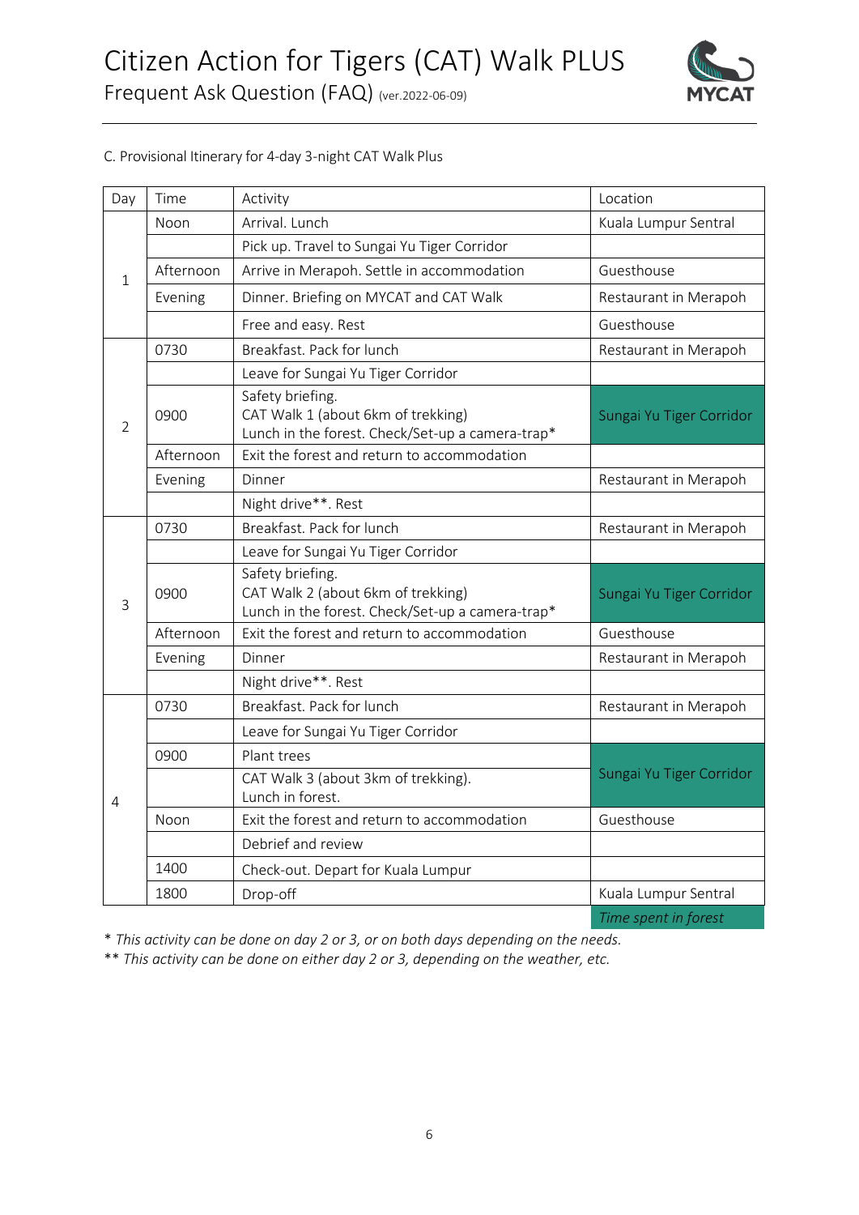C. Provisional Itinerary for 4-day 3-night CAT Walk Plus

| Day | Time | Activity | Location |
|---|---|---|---|
| 1 | Noon | Arrival. Lunch | Kuala Lumpur Sentral |
| | | Pick up. Travel to Sungai Yu Tiger Corridor | |
| | Afternoon | Arrive in Merapoh. Settle in accommodation | Guesthouse |
| | Evening | Dinner. Briefing on MYCAT and CAT Walk | Restaurant in Merapoh |
| | | Free and easy. Rest | Guesthouse |
| 2 | 0730 | Breakfast. Pack for lunch | Restaurant in Merapoh |
| | | Leave for Sungai Yu Tiger Corridor | |
| | 0900 | Safety briefing.<br>CAT Walk 1 (about 6km of trekking)<br>Lunch in the forest. Check/Set-up a camera-trap* | Sungai Yu Tiger Corridor |
| | Afternoon | Exit the forest and return to accommodation | |
| | Evening | Dinner | Restaurant in Merapoh |
| | | Night drive**. Rest | |
| 3 | 0730 | Breakfast. Pack for lunch | Restaurant in Merapoh |
| | | Leave for Sungai Yu Tiger Corridor | |
| | 0900 | Safety briefing.<br>CAT Walk 2 (about 6km of trekking)<br>Lunch in the forest. Check/Set-up a camera-trap* | Sungai Yu Tiger Corridor |
| | Afternoon | Exit the forest and return to accommodation | Guesthouse |
| | Evening | Dinner | Restaurant in Merapoh |
| | | Night drive**. Rest | |
| 4 | 0730 | Breakfast. Pack for lunch | Restaurant in Merapoh |
| | | Leave for Sungai Yu Tiger Corridor | |
| | 0900 | Plant trees | Sungai Yu Tiger Corridor |
| | | CAT Walk 3 (about 3km of trekking).<br>Lunch in forest. | |
| | Noon | Exit the forest and return to accommodation | Guesthouse |
| | | Debrief and review | |
| | 1400 | Check-out. Depart for Kuala Lumpur | |
| | 1800 | Drop-off | Kuala Lumpur Sentral |

*Time spent in forest*

\* *This activity can be done on day 2 or 3, or on both days depending on the needs.*

\*\* *This activity can be done on either day 2 or 3, depending on the weather, etc.*